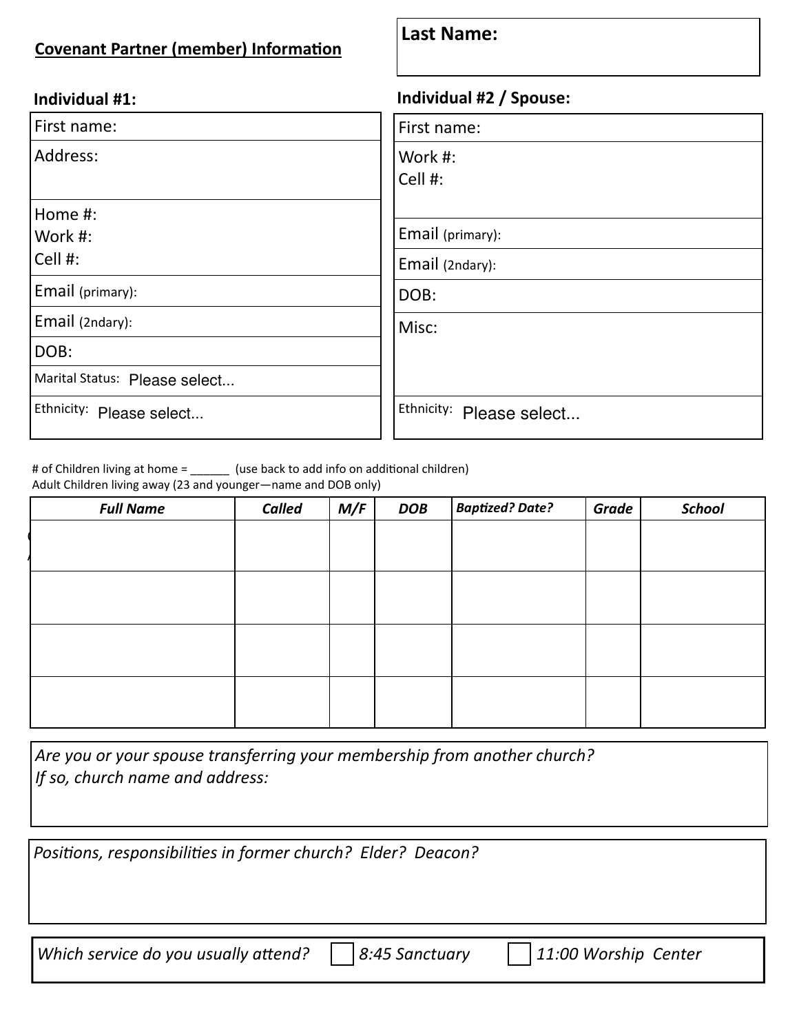**Covenant Partner (member) Information**

**Last Name:**

**Individual #1:**

First name:

Address:

Home #:
Work #:
Cell #:

Email (primary):

Email (2ndary):

DOB:

Marital Status: Please select...

Ethnicity: Please select...

**Individual #2 / Spouse:**

First name:

Work #:
Cell #:

Email (primary):

Email (2ndary):

DOB:

Misc:

Ethnicity: Please select...

# of Children living at home = ______ (use back to add info on additional children)
Adult Children living away (23 and younger—name and DOB only)

| *Full Name* | *Called* | *M/F* | *DOB* | *Baptized? Date?* | *Grade* | *School* |
|---|---|---|---|---|---|---|
| | | | | | | |
| | | | | | | |
| | | | | | | |
| | | | | | | |

*Are you or your spouse transferring your membership from another church?*
*If so, church name and address:*

*Positions, responsibilities in former church? Elder? Deacon?*

*Which service do you usually attend?* ☐ *8:45 Sanctuary* ☐ *11:00 Worship Center*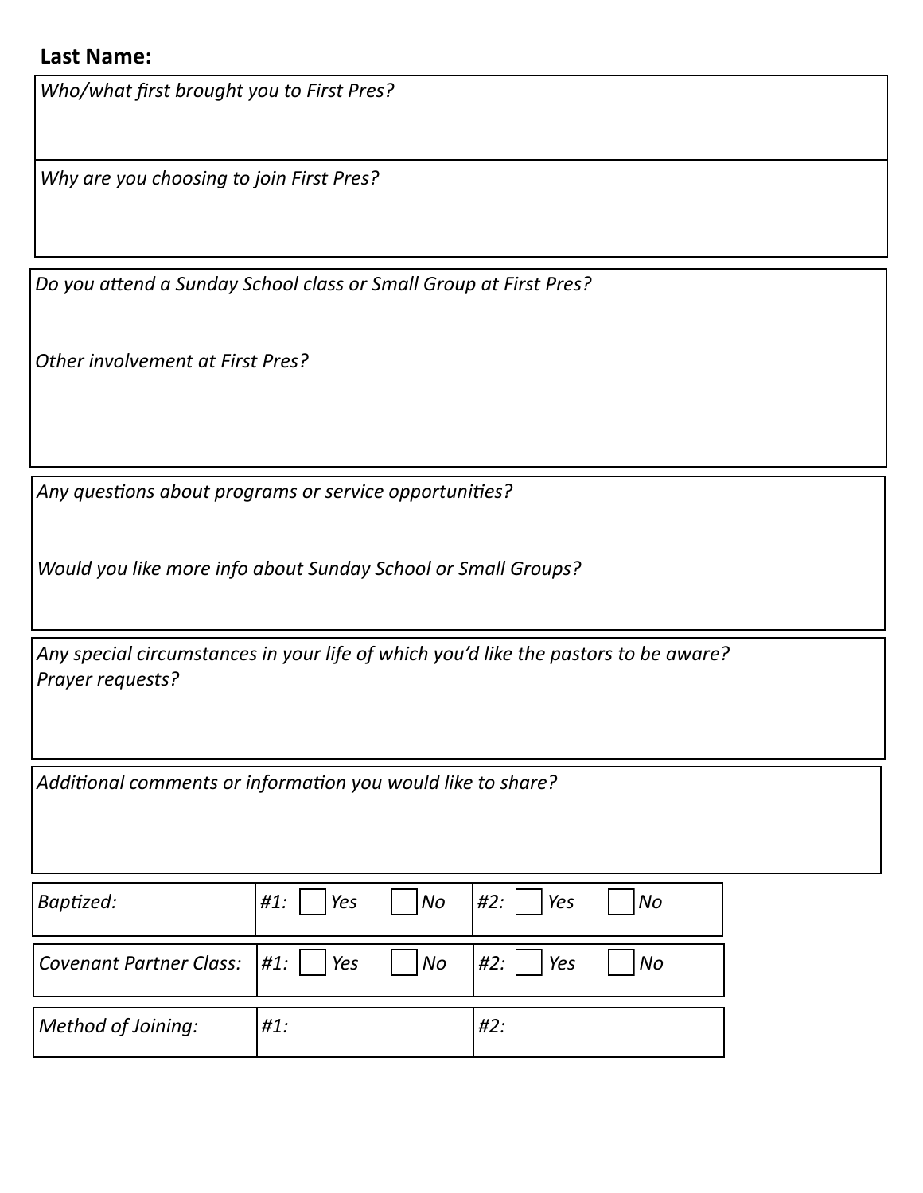**Last Name:**

*Who/what first brought you to First Pres?*

*Why are you choosing to join First Pres?*

*Do you attend a Sunday School class or Small Group at First Pres?*

*Other involvement at First Pres?*

*Any questions about programs or service opportunities?*

*Would you like more info about Sunday School or Small Groups?*

*Any special circumstances in your life of which you'd like the pastors to be aware?*
*Prayer requests?*

*Additional comments or information you would like to share?*

| | | |
|---|---|---|
| *Baptized:* | *#1:* ☐ *Yes* ☐ *No* | *#2:* ☐ *Yes* ☐ *No* |
| *Covenant Partner Class:* | *#1:* ☐ *Yes* ☐ *No* | *#2:* ☐ *Yes* ☐ *No* |
| *Method of Joining:* | *#1:* | *#2:* |